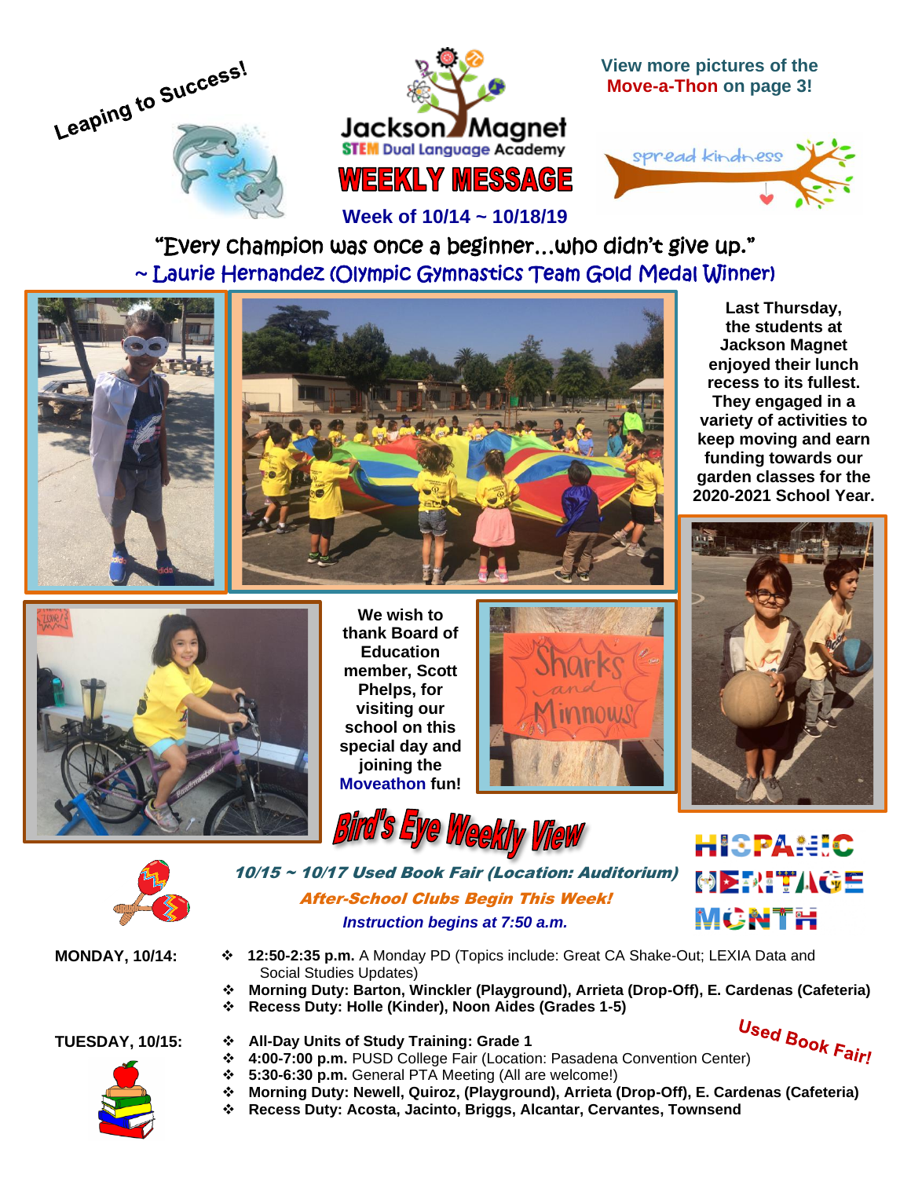Leaping to Success!

# Jackson Magnet STEM Dual Language Academy

# WEEKLY MESSAGE

**Week of 10/14 ~ 10/18/19**

**View more pictures of the Move-a-Thon on page 3!**

spread kindness

"Every champion was once a beginner…who didn't give up."
~ Laurie Hernandez (Olympic Gymnastics Team Gold Medal Winner)

**Last Thursday, the students at Jackson Magnet enjoyed their lunch recess to its fullest. They engaged in a variety of activities to keep moving and earn funding towards our garden classes for the 2020-2021 School Year.**

**We wish to thank Board of Education member, Scott Phelps, for visiting our school on this special day and joining the Moveathon fun!**

Sharks and Minnows

## Bird's Eye Weekly View

***10/15 ~ 10/17 Used Book Fair (Location: Auditorium)***

***After-School Clubs Begin This Week!***

***Instruction begins at 7:50 a.m.***

HISPANIC HERITAGE MONTH

**MONDAY, 10/14:**

- **12:50-2:35 p.m.** A Monday PD (Topics include: Great CA Shake-Out; LEXIA Data and Social Studies Updates)
- **Morning Duty: Barton, Winckler (Playground), Arrieta (Drop-Off), E. Cardenas (Cafeteria)**
- **Recess Duty: Holle (Kinder), Noon Aides (Grades 1-5)**

**TUESDAY, 10/15:**

Used Book Fair!

- **All-Day Units of Study Training: Grade 1**
- **4:00-7:00 p.m.** PUSD College Fair (Location: Pasadena Convention Center)
- **5:30-6:30 p.m.** General PTA Meeting (All are welcome!)
- **Morning Duty: Newell, Quiroz, (Playground), Arrieta (Drop-Off), E. Cardenas (Cafeteria)**
- **Recess Duty: Acosta, Jacinto, Briggs, Alcantar, Cervantes, Townsend**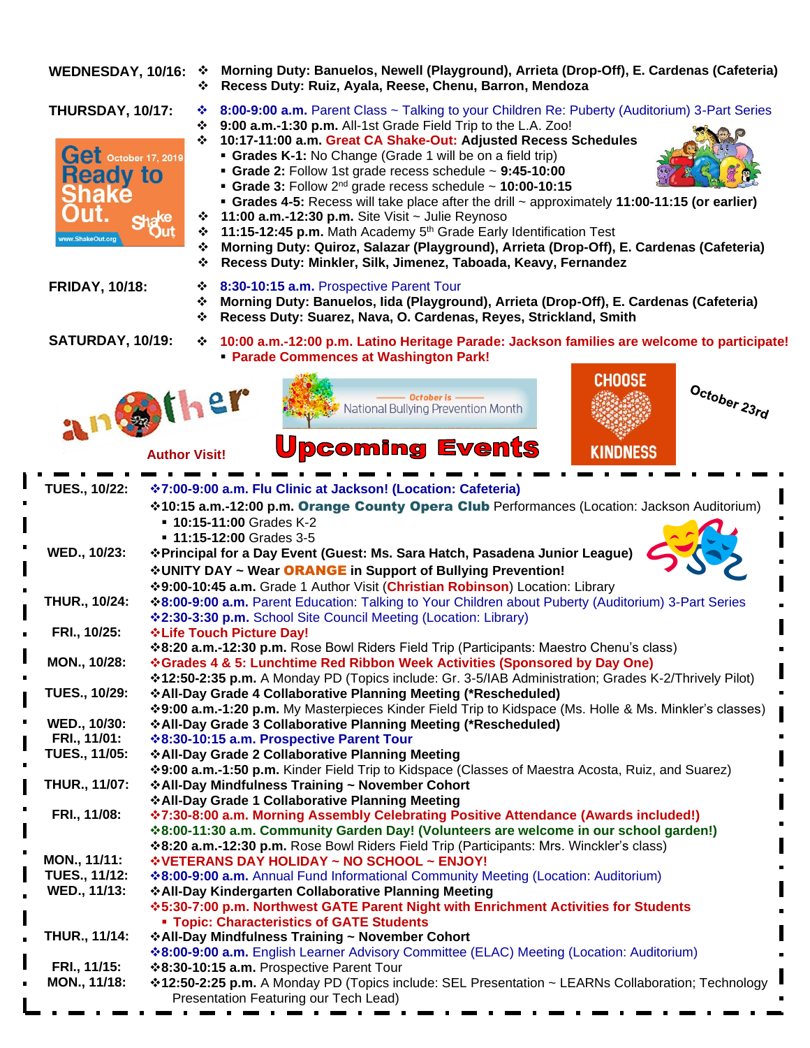**WEDNESDAY, 10/16:**

- **Morning Duty: Banuelos, Newell (Playground), Arrieta (Drop-Off), E. Cardenas (Cafeteria)**
- **Recess Duty: Ruiz, Ayala, Reese, Chenu, Barron, Mendoza**

**THURSDAY, 10/17:**

- **8:00-9:00 a.m.** Parent Class ~ Talking to your Children Re: Puberty (Auditorium) 3-Part Series
- **9:00 a.m.-1:30 p.m.** All-1st Grade Field Trip to the L.A. Zoo!
- **10:17-11:00 a.m. Great CA Shake-Out: Adjusted Recess Schedules**
  - **Grades K-1:** No Change (Grade 1 will be on a field trip)
  - **Grade 2:** Follow 1st grade recess schedule ~ **9:45-10:00**
  - **Grade 3:** Follow 2nd grade recess schedule ~ **10:00-10:15**
  - **Grades 4-5:** Recess will take place after the drill ~ approximately **11:00-11:15 (or earlier)**
- **11:00 a.m.-12:30 p.m.** Site Visit ~ Julie Reynoso
- **11:15-12:45 p.m.** Math Academy 5th Grade Early Identification Test
- **Morning Duty: Quiroz, Salazar (Playground), Arrieta (Drop-Off), E. Cardenas (Cafeteria)**
- **Recess Duty: Minkler, Silk, Jimenez, Taboada, Keavy, Fernandez**

Get Ready to Shake Out. October 17, 2019 www.ShakeOut.org

**FRIDAY, 10/18:**

- **8:30-10:15 a.m.** Prospective Parent Tour
- **Morning Duty: Banuelos, Iida (Playground), Arrieta (Drop-Off), E. Cardenas (Cafeteria)**
- **Recess Duty: Suarez, Nava, O. Cardenas, Reyes, Strickland, Smith**

**SATURDAY, 10/19:**

- **10:00 a.m.-12:00 p.m. Latino Heritage Parade: Jackson families are welcome to participate!**
  - **Parade Commences at Washington Park!**

another — **Author Visit!**

October is National Bullying Prevention Month

CHOOSE KINDNESS — October 23rd

# Upcoming Events

**TUES., 10/22:**
- **7:00-9:00 a.m. Flu Clinic at Jackson! (Location: Cafeteria)**
- **10:15 a.m.-12:00 p.m. Orange County Opera Club** Performances (Location: Jackson Auditorium)
  - **10:15-11:00** Grades K-2
  - **11:15-12:00** Grades 3-5

**WED., 10/23:**
- **Principal for a Day Event (Guest: Ms. Sara Hatch, Pasadena Junior League)**
- **UNITY DAY ~ Wear ORANGE in Support of Bullying Prevention!**
- **9:00-10:45 a.m.** Grade 1 Author Visit (**Christian Robinson**) Location: Library

**THUR., 10/24:**
- **8:00-9:00 a.m.** Parent Education: Talking to Your Children about Puberty (Auditorium) 3-Part Series
- **2:30-3:30 p.m.** School Site Council Meeting (Location: Library)

**FRI., 10/25:**
- **Life Touch Picture Day!**
- **8:20 a.m.-12:30 p.m.** Rose Bowl Riders Field Trip (Participants: Maestro Chenu's class)

**MON., 10/28:**
- **Grades 4 & 5: Lunchtime Red Ribbon Week Activities (Sponsored by Day One)**
- **12:50-2:35 p.m.** A Monday PD (Topics include: Gr. 3-5/IAB Administration; Grades K-2/Thrively Pilot)

**TUES., 10/29:**
- **All-Day Grade 4 Collaborative Planning Meeting (*Rescheduled)**
- **9:00 a.m.-1:20 p.m.** My Masterpieces Kinder Field Trip to Kidspace (Ms. Holle & Ms. Minkler's classes)

**WED., 10/30:**
- **All-Day Grade 3 Collaborative Planning Meeting (*Rescheduled)**

**FRI., 11/01:**
- **8:30-10:15 a.m. Prospective Parent Tour**

**TUES., 11/05:**
- **All-Day Grade 2 Collaborative Planning Meeting**
- **9:00 a.m.-1:50 p.m.** Kinder Field Trip to Kidspace (Classes of Maestra Acosta, Ruiz, and Suarez)

**THUR., 11/07:**
- **All-Day Mindfulness Training ~ November Cohort**
- **All-Day Grade 1 Collaborative Planning Meeting**

**FRI., 11/08:**
- **7:30-8:00 a.m. Morning Assembly Celebrating Positive Attendance (Awards included!)**
- **8:00-11:30 a.m. Community Garden Day! (Volunteers are welcome in our school garden!)**
- **8:20 a.m.-12:30 p.m.** Rose Bowl Riders Field Trip (Participants: Mrs. Winckler's class)

**MON., 11/11:**
- **VETERANS DAY HOLIDAY ~ NO SCHOOL ~ ENJOY!**

**TUES., 11/12:**
- **8:00-9:00 a.m.** Annual Fund Informational Community Meeting (Location: Auditorium)

**WED., 11/13:**
- **All-Day Kindergarten Collaborative Planning Meeting**
- **5:30-7:00 p.m. Northwest GATE Parent Night with Enrichment Activities for Students**
  - **Topic: Characteristics of GATE Students**

**THUR., 11/14:**
- **All-Day Mindfulness Training ~ November Cohort**
- **8:00-9:00 a.m.** English Learner Advisory Committee (ELAC) Meeting (Location: Auditorium)

**FRI., 11/15:**
- **8:30-10:15 a.m.** Prospective Parent Tour

**MON., 11/18:**
- **12:50-2:25 p.m.** A Monday PD (Topics include: SEL Presentation ~ LEARNs Collaboration; Technology Presentation Featuring our Tech Lead)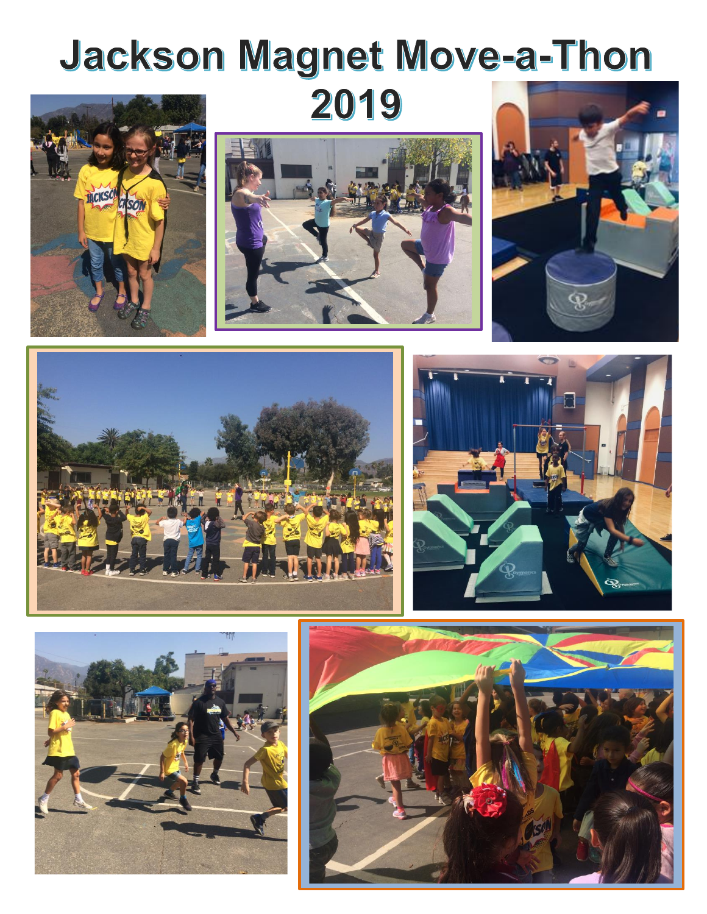# Jackson Magnet Move-a-Thon 2019